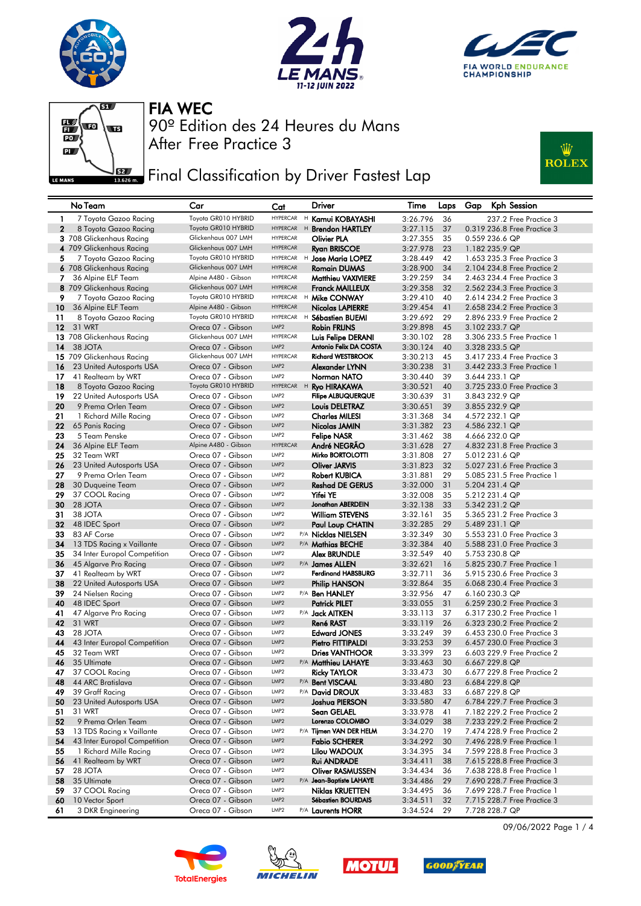# FIA WEC

## 90º Edition des 24 Heures du Mans

After Free Practice 3

## Final Classification by Driver Fastest Lap

| | No Team | Car | Cat | | Driver | Time | Laps | Gap | Kph | Session |
|---|---|---|---|---|---|---|---|---|---|---|
| 1 | 7 Toyota Gazoo Racing | Toyota GR010 HYBRID | HYPERCAR | H | Kamui KOBAYASHI | 3:26.796 | 36 | | 237.2 | Free Practice 3 |
| 2 | 8 Toyota Gazoo Racing | Toyota GR010 HYBRID | HYPERCAR | H | Brendon HARTLEY | 3:27.115 | 37 | 0.319 | 236.8 | Free Practice 3 |
| 3 | 708 Glickenhaus Racing | Glickenhaus 007 LMH | HYPERCAR | | Olivier PLA | 3:27.355 | 35 | 0.559 | 236.6 | QP |
| 4 | 709 Glickenhaus Racing | Glickenhaus 007 LMH | HYPERCAR | | Ryan BRISCOE | 3:27.978 | 23 | 1.182 | 235.9 | QP |
| 5 | 7 Toyota Gazoo Racing | Toyota GR010 HYBRID | HYPERCAR | H | Jose Maria LOPEZ | 3:28.449 | 42 | 1.653 | 235.3 | Free Practice 3 |
| 6 | 708 Glickenhaus Racing | Glickenhaus 007 LMH | HYPERCAR | | Romain DUMAS | 3:28.900 | 34 | 2.104 | 234.8 | Free Practice 2 |
| 7 | 36 Alpine ELF Team | Alpine A480 - Gibson | HYPERCAR | | Matthieu VAXIVIERE | 3:29.259 | 34 | 2.463 | 234.4 | Free Practice 3 |
| 8 | 709 Glickenhaus Racing | Glickenhaus 007 LMH | HYPERCAR | | Franck MAILLEUX | 3:29.358 | 32 | 2.562 | 234.3 | Free Practice 3 |
| 9 | 7 Toyota Gazoo Racing | Toyota GR010 HYBRID | HYPERCAR | H | Mike CONWAY | 3:29.410 | 40 | 2.614 | 234.2 | Free Practice 3 |
| 10 | 36 Alpine ELF Team | Alpine A480 - Gibson | HYPERCAR | | Nicolas LAPIERRE | 3:29.454 | 41 | 2.658 | 234.2 | Free Practice 3 |
| 11 | 8 Toyota Gazoo Racing | Toyota GR010 HYBRID | HYPERCAR | H | Sébastien BUEMI | 3:29.692 | 29 | 2.896 | 233.9 | Free Practice 2 |
| 12 | 31 WRT | Oreca 07 - Gibson | LMP2 | | Robin FRIJNS | 3:29.898 | 45 | 3.102 | 233.7 | QP |
| 13 | 708 Glickenhaus Racing | Glickenhaus 007 LMH | HYPERCAR | | Luis Felipe DERANI | 3:30.102 | 28 | 3.306 | 233.5 | Free Practice 1 |
| 14 | 38 JOTA | Oreca 07 - Gibson | LMP2 | | Antonio Felix DA COSTA | 3:30.124 | 40 | 3.328 | 233.5 | QP |
| 15 | 709 Glickenhaus Racing | Glickenhaus 007 LMH | HYPERCAR | | Richard WESTBROOK | 3:30.213 | 45 | 3.417 | 233.4 | Free Practice 3 |
| 16 | 23 United Autosports USA | Oreca 07 - Gibson | LMP2 | | Alexander LYNN | 3:30.238 | 31 | 3.442 | 233.3 | Free Practice 1 |
| 17 | 41 Realteam by WRT | Oreca 07 - Gibson | LMP2 | | Norman NATO | 3:30.440 | 39 | 3.644 | 233.1 | QP |
| 18 | 8 Toyota Gazoo Racing | Toyota GR010 HYBRID | HYPERCAR | H | Ryo HIRAKAWA | 3:30.521 | 40 | 3.725 | 233.0 | Free Practice 3 |
| 19 | 22 United Autosports USA | Oreca 07 - Gibson | LMP2 | | Filipe ALBUQUERQUE | 3:30.639 | 31 | 3.843 | 232.9 | QP |
| 20 | 9 Prema Orlen Team | Oreca 07 - Gibson | LMP2 | | Louis DELETRAZ | 3:30.651 | 39 | 3.855 | 232.9 | QP |
| 21 | 1 Richard Mille Racing | Oreca 07 - Gibson | LMP2 | | Charles MILESI | 3:31.368 | 34 | 4.572 | 232.1 | QP |
| 22 | 65 Panis Racing | Oreca 07 - Gibson | LMP2 | | Nicolas JAMIN | 3:31.382 | 23 | 4.586 | 232.1 | QP |
| 23 | 5 Team Penske | Oreca 07 - Gibson | LMP2 | | Felipe NASR | 3:31.462 | 38 | 4.666 | 232.0 | QP |
| 24 | 36 Alpine ELF Team | Alpine A480 - Gibson | HYPERCAR | | André NEGRÃO | 3:31.628 | 27 | 4.832 | 231.8 | Free Practice 3 |
| 25 | 32 Team WRT | Oreca 07 - Gibson | LMP2 | | Mirko BORTOLOTTI | 3:31.808 | 27 | 5.012 | 231.6 | QP |
| 26 | 23 United Autosports USA | Oreca 07 - Gibson | LMP2 | | Oliver JARVIS | 3:31.823 | 32 | 5.027 | 231.6 | Free Practice 3 |
| 27 | 9 Prema Orlen Team | Oreca 07 - Gibson | LMP2 | | Robert KUBICA | 3:31.881 | 29 | 5.085 | 231.5 | Free Practice 1 |
| 28 | 30 Duqueine Team | Oreca 07 - Gibson | LMP2 | | Reshad DE GERUS | 3:32.000 | 31 | 5.204 | 231.4 | QP |
| 29 | 37 COOL Racing | Oreca 07 - Gibson | LMP2 | | Yifei YE | 3:32.008 | 35 | 5.212 | 231.4 | QP |
| 30 | 28 JOTA | Oreca 07 - Gibson | LMP2 | | Jonathan ABERDEIN | 3:32.138 | 33 | 5.342 | 231.2 | QP |
| 31 | 38 JOTA | Oreca 07 - Gibson | LMP2 | | William STEVENS | 3:32.161 | 35 | 5.365 | 231.2 | Free Practice 3 |
| 32 | 48 IDEC Sport | Oreca 07 - Gibson | LMP2 | | Paul Loup CHATIN | 3:32.285 | 29 | 5.489 | 231.1 | QP |
| 33 | 83 AF Corse | Oreca 07 - Gibson | LMP2 | P/A | Nicklas NIELSEN | 3:32.349 | 30 | 5.553 | 231.0 | Free Practice 3 |
| 34 | 13 TDS Racing x Vaillante | Oreca 07 - Gibson | LMP2 | P/A | Mathias BECHE | 3:32.384 | 40 | 5.588 | 231.0 | Free Practice 3 |
| 35 | 34 Inter Europol Competition | Oreca 07 - Gibson | LMP2 | | Alex BRUNDLE | 3:32.549 | 40 | 5.753 | 230.8 | QP |
| 36 | 45 Algarve Pro Racing | Oreca 07 - Gibson | LMP2 | P/A | James ALLEN | 3:32.621 | 16 | 5.825 | 230.7 | Free Practice 1 |
| 37 | 41 Realteam by WRT | Oreca 07 - Gibson | LMP2 | | Ferdinand HABSBURG | 3:32.711 | 36 | 5.915 | 230.6 | Free Practice 3 |
| 38 | 22 United Autosports USA | Oreca 07 - Gibson | LMP2 | | Philip HANSON | 3:32.864 | 35 | 6.068 | 230.4 | Free Practice 3 |
| 39 | 24 Nielsen Racing | Oreca 07 - Gibson | LMP2 | P/A | Ben HANLEY | 3:32.956 | 47 | 6.160 | 230.3 | QP |
| 40 | 48 IDEC Sport | Oreca 07 - Gibson | LMP2 | | Patrick PILET | 3:33.055 | 31 | 6.259 | 230.2 | Free Practice 3 |
| 41 | 47 Algarve Pro Racing | Oreca 07 - Gibson | LMP2 | P/A | Jack AITKEN | 3:33.113 | 37 | 6.317 | 230.2 | Free Practice 1 |
| 42 | 31 WRT | Oreca 07 - Gibson | LMP2 | | René RAST | 3:33.119 | 26 | 6.323 | 230.2 | Free Practice 2 |
| 43 | 28 JOTA | Oreca 07 - Gibson | LMP2 | | Edward JONES | 3:33.249 | 39 | 6.453 | 230.0 | Free Practice 3 |
| 44 | 43 Inter Europol Competition | Oreca 07 - Gibson | LMP2 | | Pietro FITTIPALDI | 3:33.253 | 39 | 6.457 | 230.0 | Free Practice 3 |
| 45 | 32 Team WRT | Oreca 07 - Gibson | LMP2 | | Dries VANTHOOR | 3:33.399 | 23 | 6.603 | 229.9 | Free Practice 2 |
| 46 | 35 Ultimate | Oreca 07 - Gibson | LMP2 | P/A | Matthieu LAHAYE | 3:33.463 | 30 | 6.667 | 229.8 | QP |
| 47 | 37 COOL Racing | Oreca 07 - Gibson | LMP2 | | Ricky TAYLOR | 3:33.473 | 30 | 6.677 | 229.8 | Free Practice 2 |
| 48 | 44 ARC Bratislava | Oreca 07 - Gibson | LMP2 | P/A | Bent VISCAAL | 3:33.480 | 23 | 6.684 | 229.8 | QP |
| 49 | 39 Graff Racing | Oreca 07 - Gibson | LMP2 | P/A | David DROUX | 3:33.483 | 33 | 6.687 | 229.8 | QP |
| 50 | 23 United Autosports USA | Oreca 07 - Gibson | LMP2 | | Joshua PIERSON | 3:33.580 | 47 | 6.784 | 229.7 | Free Practice 3 |
| 51 | 31 WRT | Oreca 07 - Gibson | LMP2 | | Sean GELAEL | 3:33.978 | 41 | 7.182 | 229.2 | Free Practice 2 |
| 52 | 9 Prema Orlen Team | Oreca 07 - Gibson | LMP2 | | Lorenzo COLOMBO | 3:34.029 | 38 | 7.233 | 229.2 | Free Practice 2 |
| 53 | 13 TDS Racing x Vaillante | Oreca 07 - Gibson | LMP2 | P/A | Tijmen VAN DER HELM | 3:34.270 | 19 | 7.474 | 228.9 | Free Practice 2 |
| 54 | 43 Inter Europol Competition | Oreca 07 - Gibson | LMP2 | | Fabio SCHERER | 3:34.292 | 30 | 7.496 | 228.9 | Free Practice 1 |
| 55 | 1 Richard Mille Racing | Oreca 07 - Gibson | LMP2 | | Lilou WADOUX | 3:34.395 | 34 | 7.599 | 228.8 | Free Practice 3 |
| 56 | 41 Realteam by WRT | Oreca 07 - Gibson | LMP2 | | Rui ANDRADE | 3:34.411 | 38 | 7.615 | 228.8 | Free Practice 3 |
| 57 | 28 JOTA | Oreca 07 - Gibson | LMP2 | | Oliver RASMUSSEN | 3:34.434 | 36 | 7.638 | 228.8 | Free Practice 1 |
| 58 | 35 Ultimate | Oreca 07 - Gibson | LMP2 | P/A | Jean-Baptiste LAHAYE | 3:34.486 | 29 | 7.690 | 228.7 | Free Practice 3 |
| 59 | 37 COOL Racing | Oreca 07 - Gibson | LMP2 | | Niklas KRUETTEN | 3:34.495 | 36 | 7.699 | 228.7 | Free Practice 1 |
| 60 | 10 Vector Sport | Oreca 07 - Gibson | LMP2 | | Sébastien BOURDAIS | 3:34.511 | 32 | 7.715 | 228.7 | Free Practice 3 |
| 61 | 3 DKR Engineering | Oreca 07 - Gibson | LMP2 | P/A | Laurents HORR | 3:34.524 | 29 | 7.728 | 228.7 | QP |

09/06/2022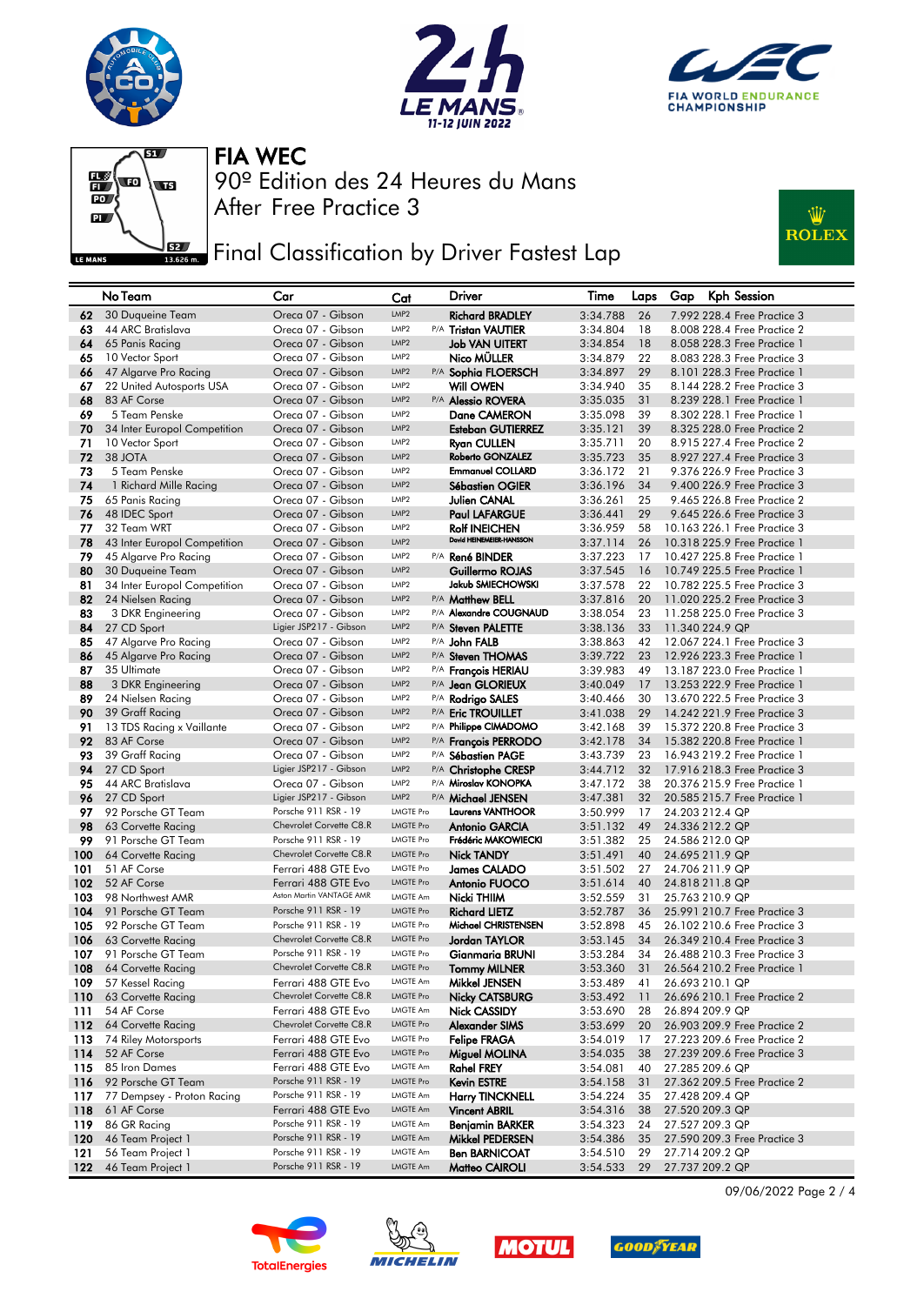# FIA WEC

90º Edition des 24 Heures du Mans

After Free Practice 3

## Final Classification by Driver Fastest Lap

| | No | Team | Car | Cat | | Driver | Time | Laps | Gap | Kph | Session |
|---|---|---|---|---|---|---|---|---|---|---|---|
| 62 | 30 | Duqueine Team | Oreca 07 - Gibson | LMP2 | | Richard BRADLEY | 3:34.788 | 26 | 7.992 | 228.4 | Free Practice 3 |
| 63 | 44 | ARC Bratislava | Oreca 07 - Gibson | LMP2 | P/A | Tristan VAUTIER | 3:34.804 | 18 | 8.008 | 228.4 | Free Practice 2 |
| 64 | 65 | Panis Racing | Oreca 07 - Gibson | LMP2 | | Job VAN UITERT | 3:34.854 | 18 | 8.058 | 228.3 | Free Practice 1 |
| 65 | 10 | Vector Sport | Oreca 07 - Gibson | LMP2 | | Nico MÜLLER | 3:34.879 | 22 | 8.083 | 228.3 | Free Practice 3 |
| 66 | 47 | Algarve Pro Racing | Oreca 07 - Gibson | LMP2 | P/A | Sophia FLOERSCH | 3:34.897 | 29 | 8.101 | 228.3 | Free Practice 1 |
| 67 | 22 | United Autosports USA | Oreca 07 - Gibson | LMP2 | | Will OWEN | 3:34.940 | 35 | 8.144 | 228.2 | Free Practice 3 |
| 68 | 83 | AF Corse | Oreca 07 - Gibson | LMP2 | P/A | Alessio ROVERA | 3:35.035 | 31 | 8.239 | 228.1 | Free Practice 1 |
| 69 | 5 | Team Penske | Oreca 07 - Gibson | LMP2 | | Dane CAMERON | 3:35.098 | 39 | 8.302 | 228.1 | Free Practice 1 |
| 70 | 34 | Inter Europol Competition | Oreca 07 - Gibson | LMP2 | | Esteban GUTIERREZ | 3:35.121 | 39 | 8.325 | 228.0 | Free Practice 2 |
| 71 | 10 | Vector Sport | Oreca 07 - Gibson | LMP2 | | Ryan CULLEN | 3:35.711 | 20 | 8.915 | 227.4 | Free Practice 2 |
| 72 | 38 | JOTA | Oreca 07 - Gibson | LMP2 | | Roberto GONZALEZ | 3:35.723 | 35 | 8.927 | 227.4 | Free Practice 3 |
| 73 | 5 | Team Penske | Oreca 07 - Gibson | LMP2 | | Emmanuel COLLARD | 3:36.172 | 21 | 9.376 | 226.9 | Free Practice 3 |
| 74 | 1 | Richard Mille Racing | Oreca 07 - Gibson | LMP2 | | Sébastien OGIER | 3:36.196 | 34 | 9.400 | 226.9 | Free Practice 3 |
| 75 | 65 | Panis Racing | Oreca 07 - Gibson | LMP2 | | Julien CANAL | 3:36.261 | 25 | 9.465 | 226.8 | Free Practice 2 |
| 76 | 48 | IDEC Sport | Oreca 07 - Gibson | LMP2 | | Paul LAFARGUE | 3:36.441 | 29 | 9.645 | 226.6 | Free Practice 3 |
| 77 | 32 | Team WRT | Oreca 07 - Gibson | LMP2 | | Rolf INEICHEN | 3:36.959 | 58 | 10.163 | 226.1 | Free Practice 3 |
| 78 | 43 | Inter Europol Competition | Oreca 07 - Gibson | LMP2 | | David HEINEMEIER-HANSSON | 3:37.114 | 26 | 10.318 | 225.9 | Free Practice 1 |
| 79 | 45 | Algarve Pro Racing | Oreca 07 - Gibson | LMP2 | P/A | René BINDER | 3:37.223 | 17 | 10.427 | 225.8 | Free Practice 1 |
| 80 | 30 | Duqueine Team | Oreca 07 - Gibson | LMP2 | | Guillermo ROJAS | 3:37.545 | 16 | 10.749 | 225.5 | Free Practice 1 |
| 81 | 34 | Inter Europol Competition | Oreca 07 - Gibson | LMP2 | | Jakub SMIECHOWSKI | 3:37.578 | 22 | 10.782 | 225.5 | Free Practice 3 |
| 82 | 24 | Nielsen Racing | Oreca 07 - Gibson | LMP2 | P/A | Matthew BELL | 3:37.816 | 20 | 11.020 | 225.2 | Free Practice 3 |
| 83 | 3 | DKR Engineering | Oreca 07 - Gibson | LMP2 | P/A | Alexandre COUGNAUD | 3:38.054 | 23 | 11.258 | 225.0 | Free Practice 3 |
| 84 | 27 | CD Sport | Ligier JSP217 - Gibson | LMP2 | P/A | Steven PALETTE | 3:38.136 | 33 | 11.340 | 224.9 | QP |
| 85 | 47 | Algarve Pro Racing | Oreca 07 - Gibson | LMP2 | P/A | John FALB | 3:38.863 | 42 | 12.067 | 224.1 | Free Practice 3 |
| 86 | 45 | Algarve Pro Racing | Oreca 07 - Gibson | LMP2 | P/A | Steven THOMAS | 3:39.722 | 23 | 12.926 | 223.3 | Free Practice 1 |
| 87 | 35 | Ultimate | Oreca 07 - Gibson | LMP2 | P/A | François HERIAU | 3:39.983 | 49 | 13.187 | 223.0 | Free Practice 1 |
| 88 | 3 | DKR Engineering | Oreca 07 - Gibson | LMP2 | P/A | Jean GLORIEUX | 3:40.049 | 17 | 13.253 | 222.9 | Free Practice 1 |
| 89 | 24 | Nielsen Racing | Oreca 07 - Gibson | LMP2 | P/A | Rodrigo SALES | 3:40.466 | 30 | 13.670 | 222.5 | Free Practice 3 |
| 90 | 39 | Graff Racing | Oreca 07 - Gibson | LMP2 | P/A | Eric TROUILLET | 3:41.038 | 29 | 14.242 | 221.9 | Free Practice 3 |
| 91 | 13 | TDS Racing x Vaillante | Oreca 07 - Gibson | LMP2 | P/A | Philippe CIMADOMO | 3:42.168 | 39 | 15.372 | 220.8 | Free Practice 3 |
| 92 | 83 | AF Corse | Oreca 07 - Gibson | LMP2 | P/A | François PERRODO | 3:42.178 | 34 | 15.382 | 220.8 | Free Practice 1 |
| 93 | 39 | Graff Racing | Oreca 07 - Gibson | LMP2 | P/A | Sébastien PAGE | 3:43.739 | 23 | 16.943 | 219.2 | Free Practice 1 |
| 94 | 27 | CD Sport | Ligier JSP217 - Gibson | LMP2 | P/A | Christophe CRESP | 3:44.712 | 32 | 17.916 | 218.3 | Free Practice 3 |
| 95 | 44 | ARC Bratislava | Oreca 07 - Gibson | LMP2 | P/A | Miroslav KONOPKA | 3:47.172 | 38 | 20.376 | 215.9 | Free Practice 1 |
| 96 | 27 | CD Sport | Ligier JSP217 - Gibson | LMP2 | P/A | Michael JENSEN | 3:47.381 | 32 | 20.585 | 215.7 | Free Practice 1 |
| 97 | 92 | Porsche GT Team | Porsche 911 RSR - 19 | LMGTE Pro | | Laurens VANTHOOR | 3:50.999 | 17 | 24.203 | 212.4 | QP |
| 98 | 63 | Corvette Racing | Chevrolet Corvette C8.R | LMGTE Pro | | Antonio GARCIA | 3:51.132 | 49 | 24.336 | 212.2 | QP |
| 99 | 91 | Porsche GT Team | Porsche 911 RSR - 19 | LMGTE Pro | | Frédéric MAKOWIECKI | 3:51.382 | 25 | 24.586 | 212.0 | QP |
| 100 | 64 | Corvette Racing | Chevrolet Corvette C8.R | LMGTE Pro | | Nick TANDY | 3:51.491 | 40 | 24.695 | 211.9 | QP |
| 101 | 51 | AF Corse | Ferrari 488 GTE Evo | LMGTE Pro | | James CALADO | 3:51.502 | 27 | 24.706 | 211.9 | QP |
| 102 | 52 | AF Corse | Ferrari 488 GTE Evo | LMGTE Pro | | Antonio FUOCO | 3:51.614 | 40 | 24.818 | 211.8 | QP |
| 103 | 98 | Northwest AMR | Aston Martin VANTAGE AMR | LMGTE Am | | Nicki THIIM | 3:52.559 | 31 | 25.763 | 210.9 | QP |
| 104 | 91 | Porsche GT Team | Porsche 911 RSR - 19 | LMGTE Pro | | Richard LIETZ | 3:52.787 | 36 | 25.991 | 210.7 | Free Practice 3 |
| 105 | 92 | Porsche GT Team | Porsche 911 RSR - 19 | LMGTE Pro | | Michael CHRISTENSEN | 3:52.898 | 45 | 26.102 | 210.6 | Free Practice 3 |
| 106 | 63 | Corvette Racing | Chevrolet Corvette C8.R | LMGTE Pro | | Jordan TAYLOR | 3:53.145 | 34 | 26.349 | 210.4 | Free Practice 3 |
| 107 | 91 | Porsche GT Team | Porsche 911 RSR - 19 | LMGTE Pro | | Gianmaria BRUNI | 3:53.284 | 34 | 26.488 | 210.3 | Free Practice 3 |
| 108 | 64 | Corvette Racing | Chevrolet Corvette C8.R | LMGTE Pro | | Tommy MILNER | 3:53.360 | 31 | 26.564 | 210.2 | Free Practice 1 |
| 109 | 57 | Kessel Racing | Ferrari 488 GTE Evo | LMGTE Am | | Mikkel JENSEN | 3:53.489 | 41 | 26.693 | 210.1 | QP |
| 110 | 63 | Corvette Racing | Chevrolet Corvette C8.R | LMGTE Pro | | Nicky CATSBURG | 3:53.492 | 11 | 26.696 | 210.1 | Free Practice 2 |
| 111 | 54 | AF Corse | Ferrari 488 GTE Evo | LMGTE Am | | Nick CASSIDY | 3:53.690 | 28 | 26.894 | 209.9 | QP |
| 112 | 64 | Corvette Racing | Chevrolet Corvette C8.R | LMGTE Pro | | Alexander SIMS | 3:53.699 | 20 | 26.903 | 209.9 | Free Practice 2 |
| 113 | 74 | Riley Motorsports | Ferrari 488 GTE Evo | LMGTE Pro | | Felipe FRAGA | 3:54.019 | 17 | 27.223 | 209.6 | Free Practice 2 |
| 114 | 52 | AF Corse | Ferrari 488 GTE Evo | LMGTE Pro | | Miguel MOLINA | 3:54.035 | 38 | 27.239 | 209.6 | Free Practice 3 |
| 115 | 85 | Iron Dames | Ferrari 488 GTE Evo | LMGTE Am | | Rahel FREY | 3:54.081 | 40 | 27.285 | 209.6 | QP |
| 116 | 92 | Porsche GT Team | Porsche 911 RSR - 19 | LMGTE Pro | | Kevin ESTRE | 3:54.158 | 31 | 27.362 | 209.5 | Free Practice 2 |
| 117 | 77 | Dempsey - Proton Racing | Porsche 911 RSR - 19 | LMGTE Am | | Harry TINCKNELL | 3:54.224 | 35 | 27.428 | 209.4 | QP |
| 118 | 61 | AF Corse | Ferrari 488 GTE Evo | LMGTE Am | | Vincent ABRIL | 3:54.316 | 38 | 27.520 | 209.3 | QP |
| 119 | 86 | GR Racing | Porsche 911 RSR - 19 | LMGTE Am | | Benjamin BARKER | 3:54.323 | 24 | 27.527 | 209.3 | QP |
| 120 | 46 | Team Project 1 | Porsche 911 RSR - 19 | LMGTE Am | | Mikkel PEDERSEN | 3:54.386 | 35 | 27.590 | 209.3 | Free Practice 3 |
| 121 | 56 | Team Project 1 | Porsche 911 RSR - 19 | LMGTE Am | | Ben BARNICOAT | 3:54.510 | 29 | 27.714 | 209.2 | QP |
| 122 | 46 | Team Project 1 | Porsche 911 RSR - 19 | LMGTE Am | | Matteo CAIROLI | 3:54.533 | 29 | 27.737 | 209.2 | QP |

09/06/2022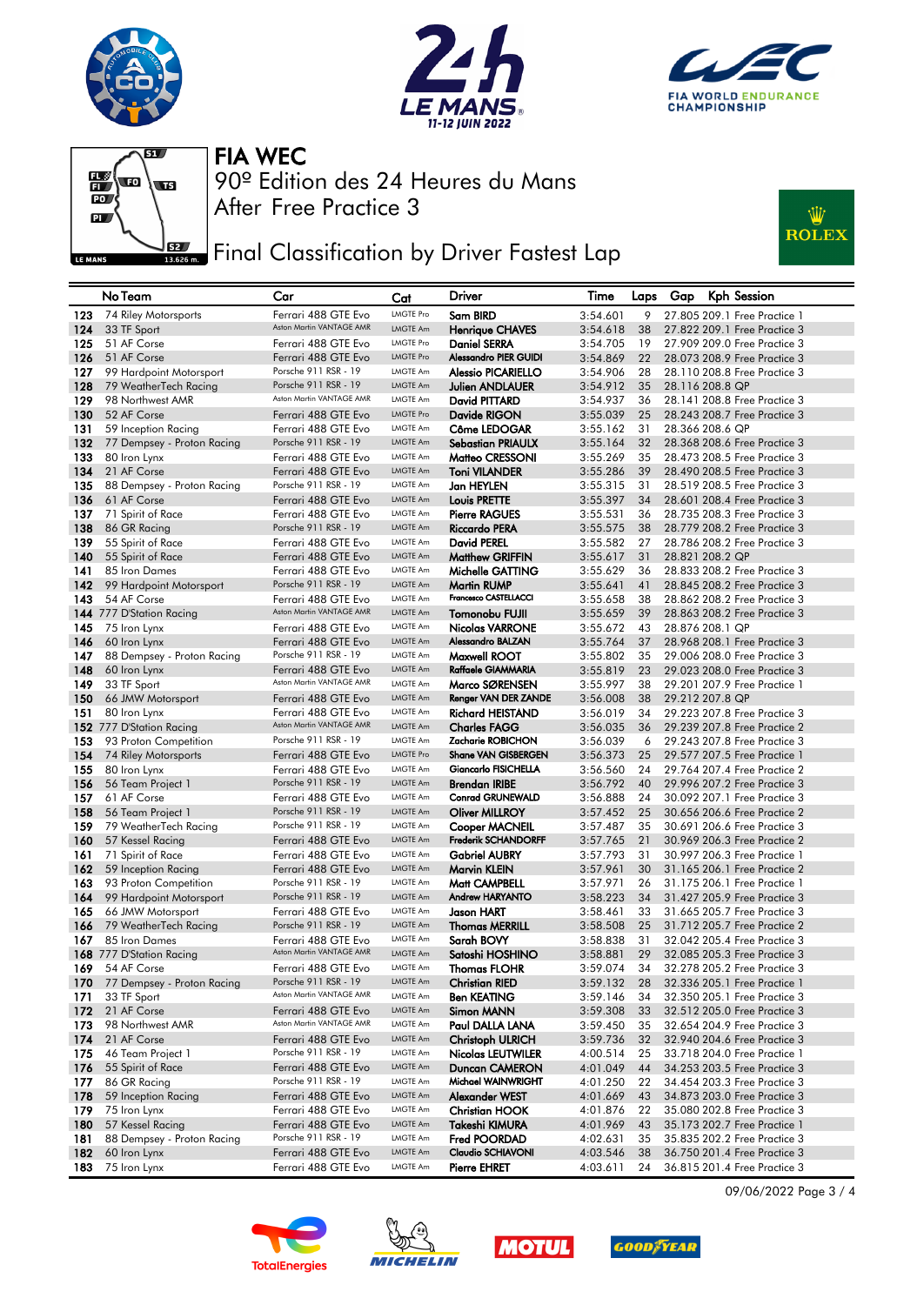# FIA WEC

90º Edition des 24 Heures du Mans

After Free Practice 3

## Final Classification by Driver Fastest Lap

| | No Team | Car | Cat | Driver | Time | Laps | Gap | Kph | Session |
|---|---|---|---|---|---|---|---|---|---|
| 123 | 74 Riley Motorsports | Ferrari 488 GTE Evo | LMGTE Pro | Sam BIRD | 3:54.601 | 9 | 27.805 | 209.1 | Free Practice 1 |
| 124 | 33 TF Sport | Aston Martin VANTAGE AMR | LMGTE Am | Henrique CHAVES | 3:54.618 | 38 | 27.822 | 209.1 | Free Practice 3 |
| 125 | 51 AF Corse | Ferrari 488 GTE Evo | LMGTE Pro | Daniel SERRA | 3:54.705 | 19 | 27.909 | 209.0 | Free Practice 3 |
| 126 | 51 AF Corse | Ferrari 488 GTE Evo | LMGTE Pro | Alessandro PIER GUIDI | 3:54.869 | 22 | 28.073 | 208.9 | Free Practice 3 |
| 127 | 99 Hardpoint Motorsport | Porsche 911 RSR - 19 | LMGTE Am | Alessio PICARIELLO | 3:54.906 | 28 | 28.110 | 208.8 | Free Practice 3 |
| 128 | 79 WeatherTech Racing | Porsche 911 RSR - 19 | LMGTE Am | Julien ANDLAUER | 3:54.912 | 35 | 28.116 | 208.8 | QP |
| 129 | 98 Northwest AMR | Aston Martin VANTAGE AMR | LMGTE Am | David PITTARD | 3:54.937 | 36 | 28.141 | 208.8 | Free Practice 3 |
| 130 | 52 AF Corse | Ferrari 488 GTE Evo | LMGTE Pro | Davide RIGON | 3:55.039 | 25 | 28.243 | 208.7 | Free Practice 3 |
| 131 | 59 Inception Racing | Ferrari 488 GTE Evo | LMGTE Am | Côme LEDOGAR | 3:55.162 | 31 | 28.366 | 208.6 | QP |
| 132 | 77 Dempsey - Proton Racing | Porsche 911 RSR - 19 | LMGTE Am | Sebastian PRIAULX | 3:55.164 | 32 | 28.368 | 208.6 | Free Practice 3 |
| 133 | 80 Iron Lynx | Ferrari 488 GTE Evo | LMGTE Am | Matteo CRESSONI | 3:55.269 | 35 | 28.473 | 208.5 | Free Practice 3 |
| 134 | 21 AF Corse | Ferrari 488 GTE Evo | LMGTE Am | Toni VILANDER | 3:55.286 | 39 | 28.490 | 208.5 | Free Practice 3 |
| 135 | 88 Dempsey - Proton Racing | Porsche 911 RSR - 19 | LMGTE Am | Jan HEYLEN | 3:55.315 | 31 | 28.519 | 208.5 | Free Practice 3 |
| 136 | 61 AF Corse | Ferrari 488 GTE Evo | LMGTE Am | Louis PRETTE | 3:55.397 | 34 | 28.601 | 208.4 | Free Practice 3 |
| 137 | 71 Spirit of Race | Ferrari 488 GTE Evo | LMGTE Am | Pierre RAGUES | 3:55.531 | 36 | 28.735 | 208.3 | Free Practice 3 |
| 138 | 86 GR Racing | Porsche 911 RSR - 19 | LMGTE Am | Riccardo PERA | 3:55.575 | 38 | 28.779 | 208.2 | Free Practice 3 |
| 139 | 55 Spirit of Race | Ferrari 488 GTE Evo | LMGTE Am | David PEREL | 3:55.582 | 27 | 28.786 | 208.2 | Free Practice 3 |
| 140 | 55 Spirit of Race | Ferrari 488 GTE Evo | LMGTE Am | Matthew GRIFFIN | 3:55.617 | 31 | 28.821 | 208.2 | QP |
| 141 | 85 Iron Dames | Ferrari 488 GTE Evo | LMGTE Am | Michelle GATTING | 3:55.629 | 36 | 28.833 | 208.2 | Free Practice 3 |
| 142 | 99 Hardpoint Motorsport | Porsche 911 RSR - 19 | LMGTE Am | Martin RUMP | 3:55.641 | 41 | 28.845 | 208.2 | Free Practice 3 |
| 143 | 54 AF Corse | Ferrari 488 GTE Evo | LMGTE Am | Francesco CASTELLACCI | 3:55.658 | 38 | 28.862 | 208.2 | Free Practice 3 |
| 144 | 777 D'Station Racing | Aston Martin VANTAGE AMR | LMGTE Am | Tomonobu FUJII | 3:55.659 | 39 | 28.863 | 208.2 | Free Practice 3 |
| 145 | 75 Iron Lynx | Ferrari 488 GTE Evo | LMGTE Am | Nicolas VARRONE | 3:55.672 | 43 | 28.876 | 208.1 | QP |
| 146 | 60 Iron Lynx | Ferrari 488 GTE Evo | LMGTE Am | Alessandro BALZAN | 3:55.764 | 37 | 28.968 | 208.1 | Free Practice 3 |
| 147 | 88 Dempsey - Proton Racing | Porsche 911 RSR - 19 | LMGTE Am | Maxwell ROOT | 3:55.802 | 35 | 29.006 | 208.0 | Free Practice 3 |
| 148 | 60 Iron Lynx | Ferrari 488 GTE Evo | LMGTE Am | Raffaele GIAMMARIA | 3:55.819 | 23 | 29.023 | 208.0 | Free Practice 3 |
| 149 | 33 TF Sport | Aston Martin VANTAGE AMR | LMGTE Am | Marco SØRENSEN | 3:55.997 | 38 | 29.201 | 207.9 | Free Practice 1 |
| 150 | 66 JMW Motorsport | Ferrari 488 GTE Evo | LMGTE Am | Renger VAN DER ZANDE | 3:56.008 | 38 | 29.212 | 207.8 | QP |
| 151 | 80 Iron Lynx | Ferrari 488 GTE Evo | LMGTE Am | Richard HEISTAND | 3:56.019 | 34 | 29.223 | 207.8 | Free Practice 3 |
| 152 | 777 D'Station Racing | Aston Martin VANTAGE AMR | LMGTE Am | Charles FAGG | 3:56.035 | 36 | 29.239 | 207.8 | Free Practice 2 |
| 153 | 93 Proton Competition | Porsche 911 RSR - 19 | LMGTE Am | Zacharie ROBICHON | 3:56.039 | 6 | 29.243 | 207.8 | Free Practice 3 |
| 154 | 74 Riley Motorsports | Ferrari 488 GTE Evo | LMGTE Pro | Shane VAN GISBERGEN | 3:56.373 | 25 | 29.577 | 207.5 | Free Practice 1 |
| 155 | 80 Iron Lynx | Ferrari 488 GTE Evo | LMGTE Am | Giancarlo FISICHELLA | 3:56.560 | 24 | 29.764 | 207.4 | Free Practice 2 |
| 156 | 56 Team Project 1 | Porsche 911 RSR - 19 | LMGTE Am | Brendan IRIBE | 3:56.792 | 40 | 29.996 | 207.2 | Free Practice 3 |
| 157 | 61 AF Corse | Ferrari 488 GTE Evo | LMGTE Am | Conrad GRUNEWALD | 3:56.888 | 24 | 30.092 | 207.1 | Free Practice 3 |
| 158 | 56 Team Project 1 | Porsche 911 RSR - 19 | LMGTE Am | Oliver MILLROY | 3:57.452 | 25 | 30.656 | 206.6 | Free Practice 2 |
| 159 | 79 WeatherTech Racing | Porsche 911 RSR - 19 | LMGTE Am | Cooper MACNEIL | 3:57.487 | 35 | 30.691 | 206.6 | Free Practice 3 |
| 160 | 57 Kessel Racing | Ferrari 488 GTE Evo | LMGTE Am | Frederik SCHANDORFF | 3:57.765 | 21 | 30.969 | 206.3 | Free Practice 2 |
| 161 | 71 Spirit of Race | Ferrari 488 GTE Evo | LMGTE Am | Gabriel AUBRY | 3:57.793 | 31 | 30.997 | 206.3 | Free Practice 1 |
| 162 | 59 Inception Racing | Ferrari 488 GTE Evo | LMGTE Am | Marvin KLEIN | 3:57.961 | 30 | 31.165 | 206.1 | Free Practice 2 |
| 163 | 93 Proton Competition | Porsche 911 RSR - 19 | LMGTE Am | Matt CAMPBELL | 3:57.971 | 26 | 31.175 | 206.1 | Free Practice 1 |
| 164 | 99 Hardpoint Motorsport | Porsche 911 RSR - 19 | LMGTE Am | Andrew HARYANTO | 3:58.223 | 34 | 31.427 | 205.9 | Free Practice 3 |
| 165 | 66 JMW Motorsport | Ferrari 488 GTE Evo | LMGTE Am | Jason HART | 3:58.461 | 33 | 31.665 | 205.7 | Free Practice 3 |
| 166 | 79 WeatherTech Racing | Porsche 911 RSR - 19 | LMGTE Am | Thomas MERRILL | 3:58.508 | 25 | 31.712 | 205.7 | Free Practice 2 |
| 167 | 85 Iron Dames | Ferrari 488 GTE Evo | LMGTE Am | Sarah BOVY | 3:58.838 | 31 | 32.042 | 205.4 | Free Practice 3 |
| 168 | 777 D'Station Racing | Aston Martin VANTAGE AMR | LMGTE Am | Satoshi HOSHINO | 3:58.881 | 29 | 32.085 | 205.3 | Free Practice 3 |
| 169 | 54 AF Corse | Ferrari 488 GTE Evo | LMGTE Am | Thomas FLOHR | 3:59.074 | 34 | 32.278 | 205.2 | Free Practice 3 |
| 170 | 77 Dempsey - Proton Racing | Porsche 911 RSR - 19 | LMGTE Am | Christian RIED | 3:59.132 | 28 | 32.336 | 205.1 | Free Practice 1 |
| 171 | 33 TF Sport | Aston Martin VANTAGE AMR | LMGTE Am | Ben KEATING | 3:59.146 | 34 | 32.350 | 205.1 | Free Practice 3 |
| 172 | 21 AF Corse | Ferrari 488 GTE Evo | LMGTE Am | Simon MANN | 3:59.308 | 33 | 32.512 | 205.0 | Free Practice 3 |
| 173 | 98 Northwest AMR | Aston Martin VANTAGE AMR | LMGTE Am | Paul DALLA LANA | 3:59.450 | 35 | 32.654 | 204.9 | Free Practice 3 |
| 174 | 21 AF Corse | Ferrari 488 GTE Evo | LMGTE Am | Christoph ULRICH | 3:59.736 | 32 | 32.940 | 204.6 | Free Practice 3 |
| 175 | 46 Team Project 1 | Porsche 911 RSR - 19 | LMGTE Am | Nicolas LEUTWILER | 4:00.514 | 25 | 33.718 | 204.0 | Free Practice 1 |
| 176 | 55 Spirit of Race | Ferrari 488 GTE Evo | LMGTE Am | Duncan CAMERON | 4:01.049 | 44 | 34.253 | 203.5 | Free Practice 3 |
| 177 | 86 GR Racing | Porsche 911 RSR - 19 | LMGTE Am | Michael WAINWRIGHT | 4:01.250 | 22 | 34.454 | 203.3 | Free Practice 3 |
| 178 | 59 Inception Racing | Ferrari 488 GTE Evo | LMGTE Am | Alexander WEST | 4:01.669 | 43 | 34.873 | 203.0 | Free Practice 3 |
| 179 | 75 Iron Lynx | Ferrari 488 GTE Evo | LMGTE Am | Christian HOOK | 4:01.876 | 22 | 35.080 | 202.8 | Free Practice 3 |
| 180 | 57 Kessel Racing | Ferrari 488 GTE Evo | LMGTE Am | Takeshi KIMURA | 4:01.969 | 43 | 35.173 | 202.7 | Free Practice 1 |
| 181 | 88 Dempsey - Proton Racing | Porsche 911 RSR - 19 | LMGTE Am | Fred POORDAD | 4:02.631 | 35 | 35.835 | 202.2 | Free Practice 3 |
| 182 | 60 Iron Lynx | Ferrari 488 GTE Evo | LMGTE Am | Claudio SCHIAVONI | 4:03.546 | 38 | 36.750 | 201.4 | Free Practice 3 |
| 183 | 75 Iron Lynx | Ferrari 488 GTE Evo | LMGTE Am | Pierre EHRET | 4:03.611 | 24 | 36.815 | 201.4 | Free Practice 3 |

09/06/2022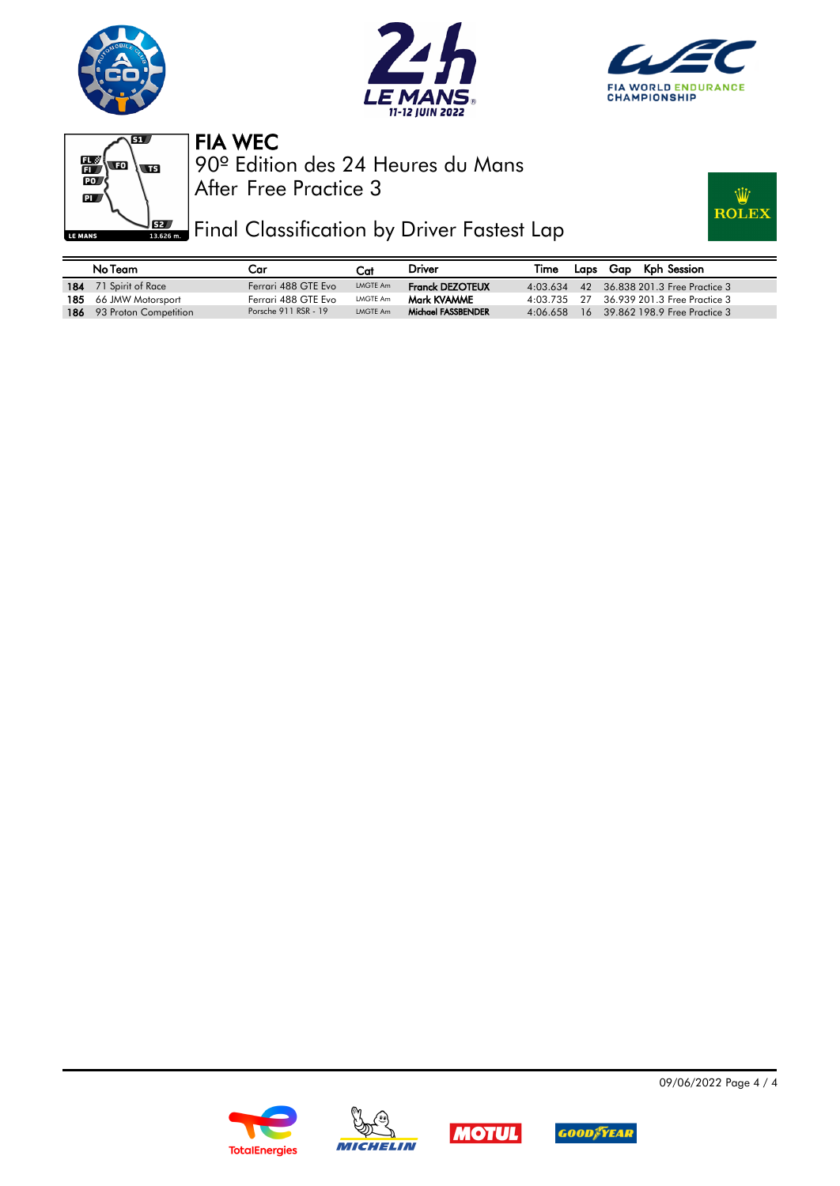# FIA WEC

90º Edition des 24 Heures du Mans

After Free Practice 3

## Final Classification by Driver Fastest Lap

| | No | Team | Car | Cat | Driver | Time | Laps | Gap | Kph | Session |
|---|---|---|---|---|---|---|---|---|---|---|
| **184** | 71 | Spirit of Race | Ferrari 488 GTE Evo | LMGTE Am | **Franck DEZOTEUX** | 4:03.634 | 42 | 36.838 | 201.3 | Free Practice 3 |
| **185** | 66 | JMW Motorsport | Ferrari 488 GTE Evo | LMGTE Am | **Mark KVAMME** | 4:03.735 | 27 | 36.939 | 201.3 | Free Practice 3 |
| **186** | 93 | Proton Competition | Porsche 911 RSR - 19 | LMGTE Am | **Michael FASSBENDER** | 4:06.658 | 16 | 39.862 | 198.9 | Free Practice 3 |

09/06/2022